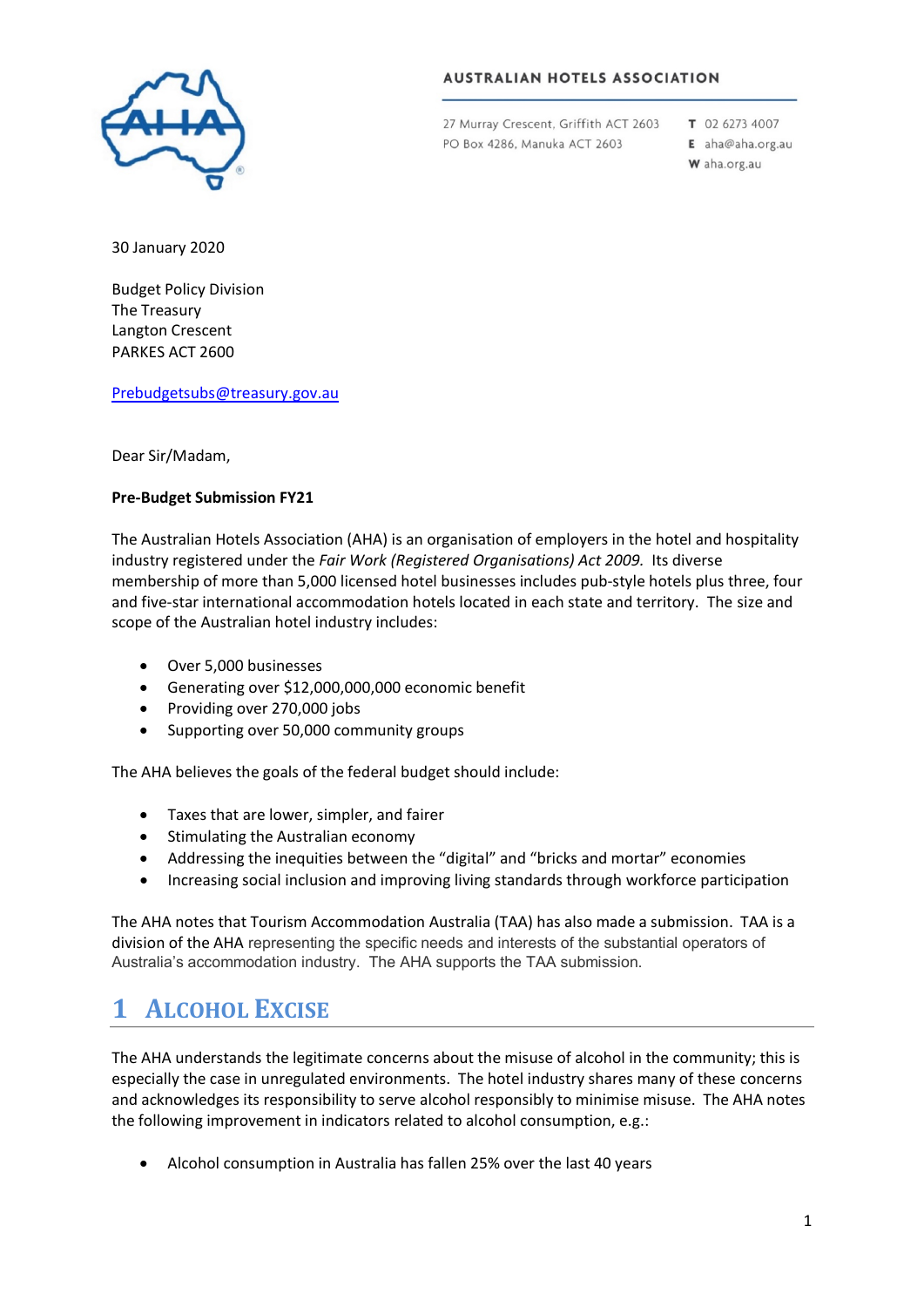AUSTRALIAN HOTELS ASSOCIATION

27 Murray Crescent, Griffith ACT 2603
PO Box 4286, Manuka ACT 2603

T 02 6273 4007
E aha@aha.org.au
W aha.org.au

30 January 2020

Budget Policy Division
The Treasury
Langton Crescent
PARKES ACT 2600

Prebudgetsubs@treasury.gov.au

Dear Sir/Madam,

**Pre-Budget Submission FY21**

The Australian Hotels Association (AHA) is an organisation of employers in the hotel and hospitality industry registered under the *Fair Work (Registered Organisations) Act 2009.* Its diverse membership of more than 5,000 licensed hotel businesses includes pub-style hotels plus three, four and five-star international accommodation hotels located in each state and territory. The size and scope of the Australian hotel industry includes:

- Over 5,000 businesses
- Generating over $12,000,000,000 economic benefit
- Providing over 270,000 jobs
- Supporting over 50,000 community groups

The AHA believes the goals of the federal budget should include:

- Taxes that are lower, simpler, and fairer
- Stimulating the Australian economy
- Addressing the inequities between the "digital" and "bricks and mortar" economies
- Increasing social inclusion and improving living standards through workforce participation

The AHA notes that Tourism Accommodation Australia (TAA) has also made a submission. TAA is a division of the AHA representing the specific needs and interests of the substantial operators of Australia's accommodation industry. The AHA supports the TAA submission.

# 1 Alcohol Excise

The AHA understands the legitimate concerns about the misuse of alcohol in the community; this is especially the case in unregulated environments. The hotel industry shares many of these concerns and acknowledges its responsibility to serve alcohol responsibly to minimise misuse. The AHA notes the following improvement in indicators related to alcohol consumption, e.g.:

- Alcohol consumption in Australia has fallen 25% over the last 40 years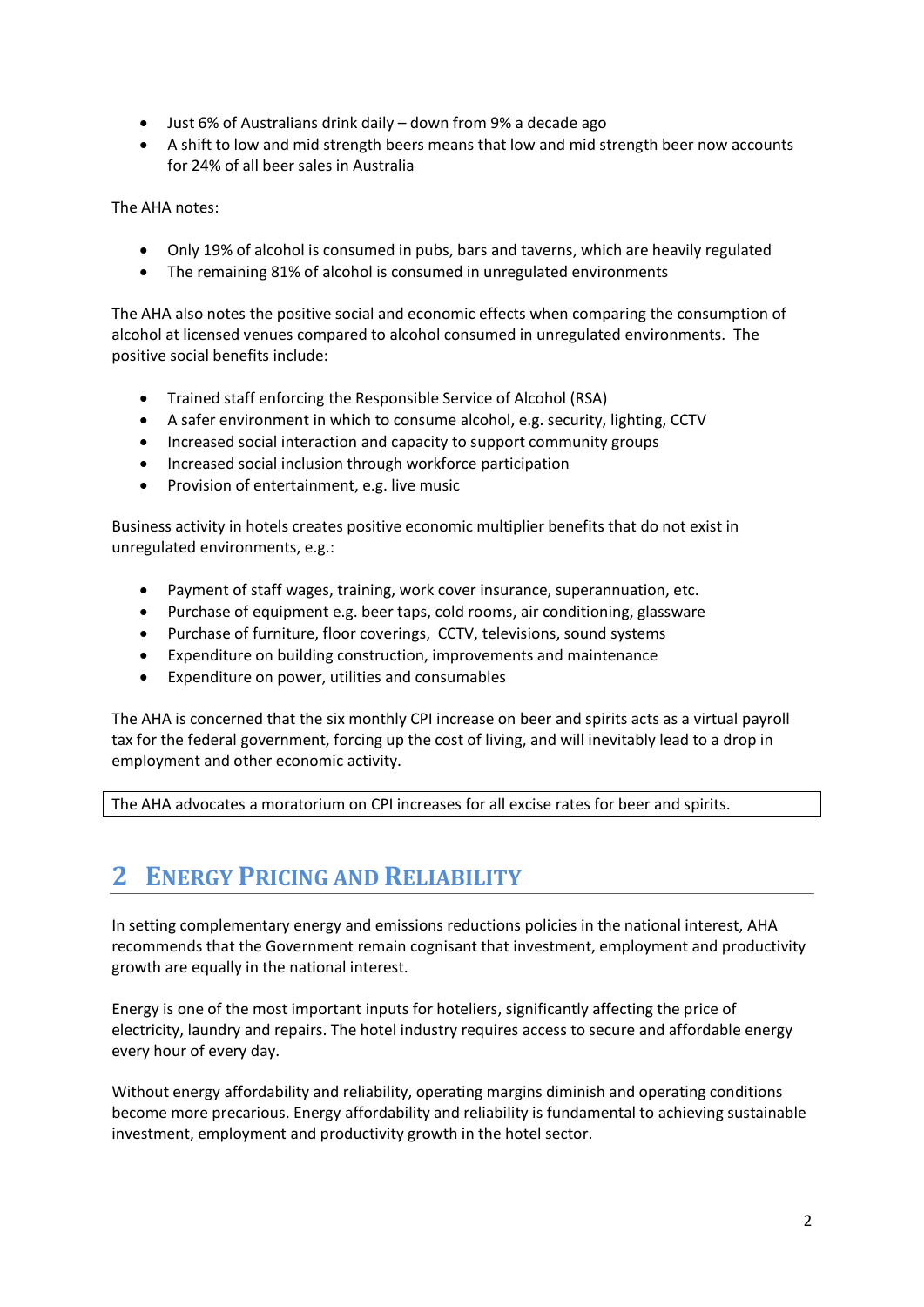- Just 6% of Australians drink daily – down from 9% a decade ago
- A shift to low and mid strength beers means that low and mid strength beer now accounts for 24% of all beer sales in Australia

The AHA notes:

- Only 19% of alcohol is consumed in pubs, bars and taverns, which are heavily regulated
- The remaining 81% of alcohol is consumed in unregulated environments

The AHA also notes the positive social and economic effects when comparing the consumption of alcohol at licensed venues compared to alcohol consumed in unregulated environments. The positive social benefits include:

- Trained staff enforcing the Responsible Service of Alcohol (RSA)
- A safer environment in which to consume alcohol, e.g. security, lighting, CCTV
- Increased social interaction and capacity to support community groups
- Increased social inclusion through workforce participation
- Provision of entertainment, e.g. live music

Business activity in hotels creates positive economic multiplier benefits that do not exist in unregulated environments, e.g.:

- Payment of staff wages, training, work cover insurance, superannuation, etc.
- Purchase of equipment e.g. beer taps, cold rooms, air conditioning, glassware
- Purchase of furniture, floor coverings, CCTV, televisions, sound systems
- Expenditure on building construction, improvements and maintenance
- Expenditure on power, utilities and consumables

The AHA is concerned that the six monthly CPI increase on beer and spirits acts as a virtual payroll tax for the federal government, forcing up the cost of living, and will inevitably lead to a drop in employment and other economic activity.

| The AHA advocates a moratorium on CPI increases for all excise rates for beer and spirits. |
|---|

# 2 Energy Pricing and Reliability

In setting complementary energy and emissions reductions policies in the national interest, AHA recommends that the Government remain cognisant that investment, employment and productivity growth are equally in the national interest.

Energy is one of the most important inputs for hoteliers, significantly affecting the price of electricity, laundry and repairs. The hotel industry requires access to secure and affordable energy every hour of every day.

Without energy affordability and reliability, operating margins diminish and operating conditions become more precarious. Energy affordability and reliability is fundamental to achieving sustainable investment, employment and productivity growth in the hotel sector.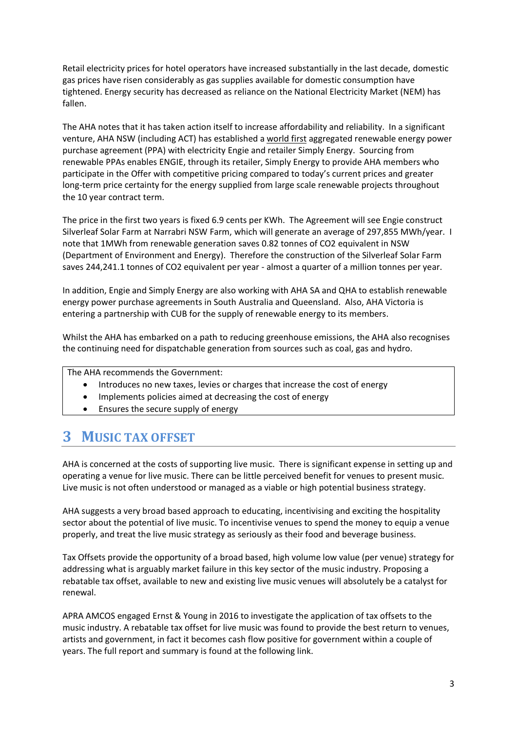Retail electricity prices for hotel operators have increased substantially in the last decade, domestic gas prices have risen considerably as gas supplies available for domestic consumption have tightened. Energy security has decreased as reliance on the National Electricity Market (NEM) has fallen.

The AHA notes that it has taken action itself to increase affordability and reliability. In a significant venture, AHA NSW (including ACT) has established a world first aggregated renewable energy power purchase agreement (PPA) with electricity Engie and retailer Simply Energy. Sourcing from renewable PPAs enables ENGIE, through its retailer, Simply Energy to provide AHA members who participate in the Offer with competitive pricing compared to today's current prices and greater long-term price certainty for the energy supplied from large scale renewable projects throughout the 10 year contract term.

The price in the first two years is fixed 6.9 cents per KWh. The Agreement will see Engie construct Silverleaf Solar Farm at Narrabri NSW Farm, which will generate an average of 297,855 MWh/year. I note that 1MWh from renewable generation saves 0.82 tonnes of $CO_2$ equivalent in NSW (Department of Environment and Energy). Therefore the construction of the Silverleaf Solar Farm saves 244,241.1 tonnes of $CO_2$ equivalent per year - almost a quarter of a million tonnes per year.

In addition, Engie and Simply Energy are also working with AHA SA and QHA to establish renewable energy power purchase agreements in South Australia and Queensland. Also, AHA Victoria is entering a partnership with CUB for the supply of renewable energy to its members.

Whilst the AHA has embarked on a path to reducing greenhouse emissions, the AHA also recognises the continuing need for dispatchable generation from sources such as coal, gas and hydro.

The AHA recommends the Government:

- Introduces no new taxes, levies or charges that increase the cost of energy
- Implements policies aimed at decreasing the cost of energy
- Ensures the secure supply of energy

# 3 MUSIC TAX OFFSET

AHA is concerned at the costs of supporting live music. There is significant expense in setting up and operating a venue for live music. There can be little perceived benefit for venues to present music. Live music is not often understood or managed as a viable or high potential business strategy.

AHA suggests a very broad based approach to educating, incentivising and exciting the hospitality sector about the potential of live music. To incentivise venues to spend the money to equip a venue properly, and treat the live music strategy as seriously as their food and beverage business.

Tax Offsets provide the opportunity of a broad based, high volume low value (per venue) strategy for addressing what is arguably market failure in this key sector of the music industry. Proposing a rebatable tax offset, available to new and existing live music venues will absolutely be a catalyst for renewal.

APRA AMCOS engaged Ernst & Young in 2016 to investigate the application of tax offsets to the music industry. A rebatable tax offset for live music was found to provide the best return to venues, artists and government, in fact it becomes cash flow positive for government within a couple of years. The full report and summary is found at the following link.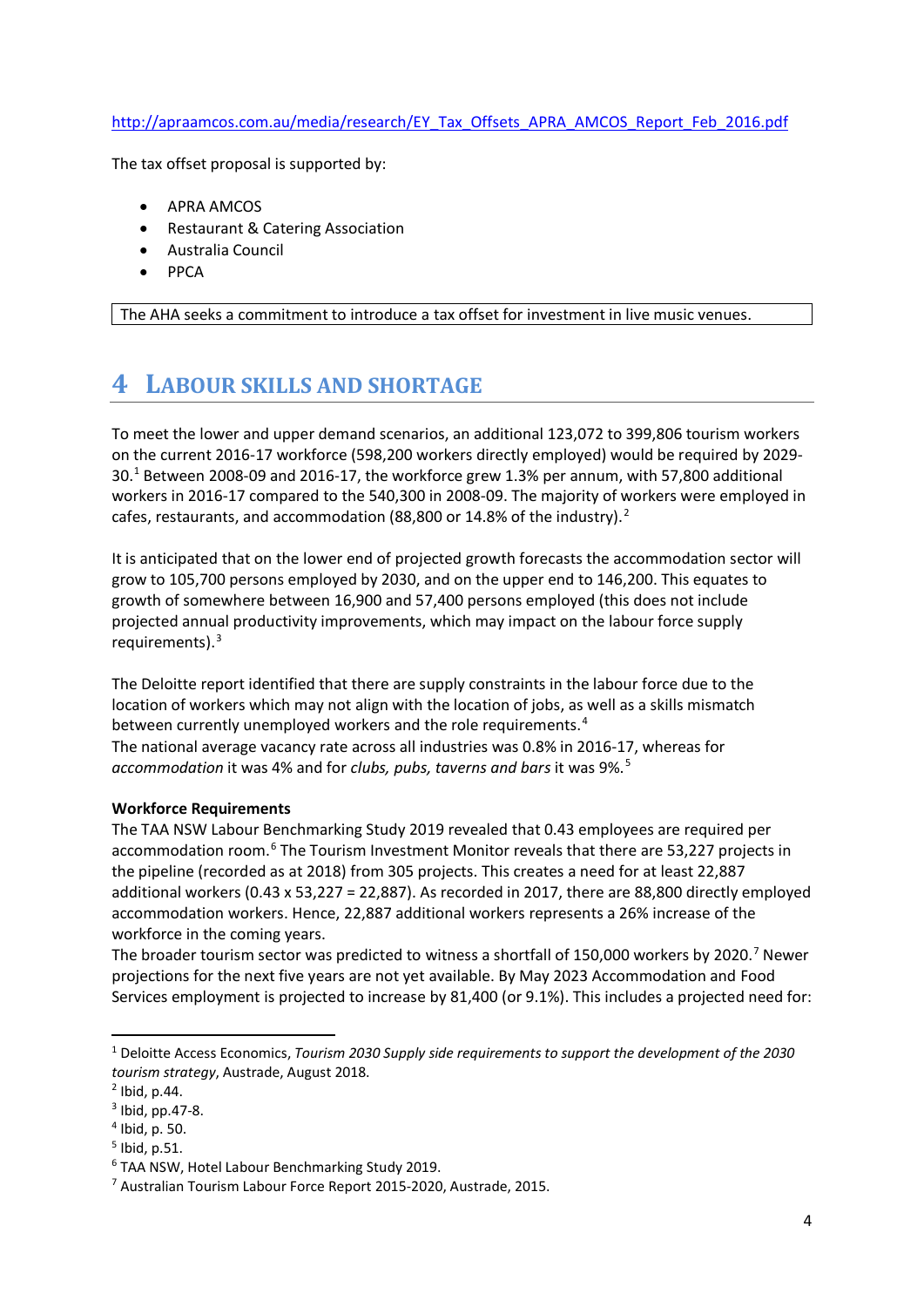http://apraamcos.com.au/media/research/EY_Tax_Offsets_APRA_AMCOS_Report_Feb_2016.pdf

The tax offset proposal is supported by:

- APRA AMCOS
- Restaurant & Catering Association
- Australia Council
- PPCA

| The AHA seeks a commitment to introduce a tax offset for investment in live music venues. |
|---|

# 4 Labour Skills and Shortage

To meet the lower and upper demand scenarios, an additional 123,072 to 399,806 tourism workers on the current 2016-17 workforce (598,200 workers directly employed) would be required by 2029-30.[1] Between 2008-09 and 2016-17, the workforce grew 1.3% per annum, with 57,800 additional workers in 2016-17 compared to the 540,300 in 2008-09. The majority of workers were employed in cafes, restaurants, and accommodation (88,800 or 14.8% of the industry).[2]

It is anticipated that on the lower end of projected growth forecasts the accommodation sector will grow to 105,700 persons employed by 2030, and on the upper end to 146,200. This equates to growth of somewhere between 16,900 and 57,400 persons employed (this does not include projected annual productivity improvements, which may impact on the labour force supply requirements).[3]

The Deloitte report identified that there are supply constraints in the labour force due to the location of workers which may not align with the location of jobs, as well as a skills mismatch between currently unemployed workers and the role requirements.[4]
The national average vacancy rate across all industries was 0.8% in 2016-17, whereas for *accommodation* it was 4% and for *clubs, pubs, taverns and bars* it was 9%.[5]

**Workforce Requirements**
The TAA NSW Labour Benchmarking Study 2019 revealed that 0.43 employees are required per accommodation room.[6] The Tourism Investment Monitor reveals that there are 53,227 projects in the pipeline (recorded as at 2018) from 305 projects. This creates a need for at least 22,887 additional workers (0.43 x 53,227 = 22,887). As recorded in 2017, there are 88,800 directly employed accommodation workers. Hence, 22,887 additional workers represents a 26% increase of the workforce in the coming years.
The broader tourism sector was predicted to witness a shortfall of 150,000 workers by 2020.[7] Newer projections for the next five years are not yet available. By May 2023 Accommodation and Food Services employment is projected to increase by 81,400 (or 9.1%). This includes a projected need for:

---

[1] Deloitte Access Economics, *Tourism 2030 Supply side requirements to support the development of the 2030 tourism strategy*, Austrade, August 2018.
[2] Ibid, p.44.
[3] Ibid, pp.47-8.
[4] Ibid, p. 50.
[5] Ibid, p.51.
[6] TAA NSW, Hotel Labour Benchmarking Study 2019.
[7] Australian Tourism Labour Force Report 2015-2020, Austrade, 2015.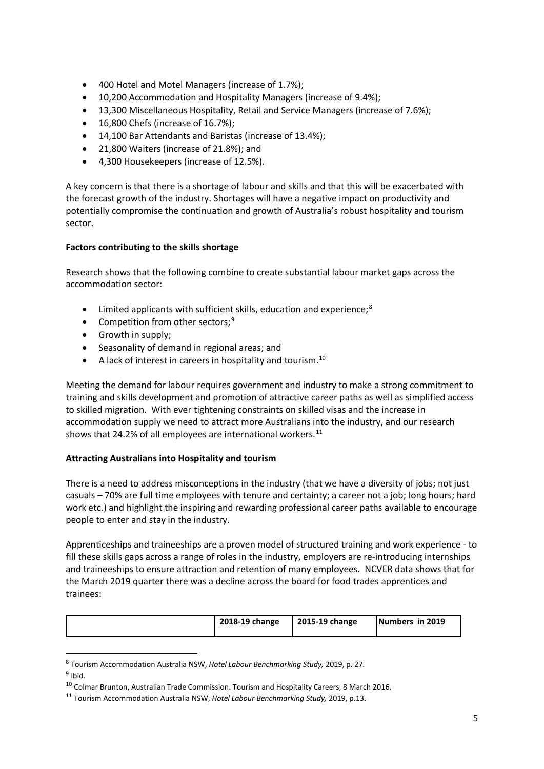- 400 Hotel and Motel Managers (increase of 1.7%);
- 10,200 Accommodation and Hospitality Managers (increase of 9.4%);
- 13,300 Miscellaneous Hospitality, Retail and Service Managers (increase of 7.6%);
- 16,800 Chefs (increase of 16.7%);
- 14,100 Bar Attendants and Baristas (increase of 13.4%);
- 21,800 Waiters (increase of 21.8%); and
- 4,300 Housekeepers (increase of 12.5%).

A key concern is that there is a shortage of labour and skills and that this will be exacerbated with the forecast growth of the industry. Shortages will have a negative impact on productivity and potentially compromise the continuation and growth of Australia's robust hospitality and tourism sector.

**Factors contributing to the skills shortage**

Research shows that the following combine to create substantial labour market gaps across the accommodation sector:

- Limited applicants with sufficient skills, education and experience;[8]
- Competition from other sectors;[9]
- Growth in supply;
- Seasonality of demand in regional areas; and
- A lack of interest in careers in hospitality and tourism.[10]

Meeting the demand for labour requires government and industry to make a strong commitment to training and skills development and promotion of attractive career paths as well as simplified access to skilled migration. With ever tightening constraints on skilled visas and the increase in accommodation supply we need to attract more Australians into the industry, and our research shows that 24.2% of all employees are international workers.[11]

**Attracting Australians into Hospitality and tourism**

There is a need to address misconceptions in the industry (that we have a diversity of jobs; not just casuals – 70% are full time employees with tenure and certainty; a career not a job; long hours; hard work etc.) and highlight the inspiring and rewarding professional career paths available to encourage people to enter and stay in the industry.

Apprenticeships and traineeships are a proven model of structured training and work experience - to fill these skills gaps across a range of roles in the industry, employers are re-introducing internships and traineeships to ensure attraction and retention of many employees. NCVER data shows that for the March 2019 quarter there was a decline across the board for food trades apprentices and trainees:

| | 2018-19 change | 2015-19 change | Numbers in 2019 |
|---|---|---|---|

[8] Tourism Accommodation Australia NSW, *Hotel Labour Benchmarking Study,* 2019, p. 27.

[9] Ibid.

[10] Colmar Brunton, Australian Trade Commission. Tourism and Hospitality Careers, 8 March 2016.

[11] Tourism Accommodation Australia NSW, *Hotel Labour Benchmarking Study,* 2019, p.13.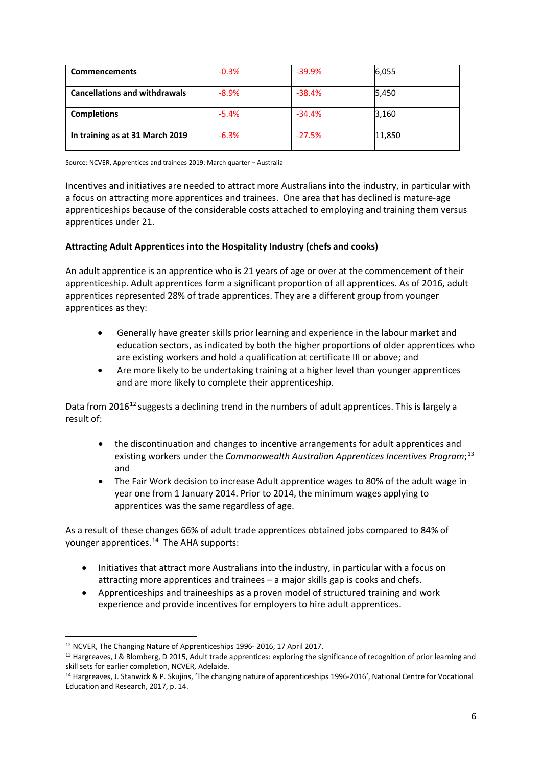| Commencements | -0.3% | -39.9% | 6,055 |
|---|---|---|---|
| Cancellations and withdrawals | -8.9% | -38.4% | 5,450 |
| Completions | -5.4% | -34.4% | 3,160 |
| In training as at 31 March 2019 | -6.3% | -27.5% | 11,850 |

Source: NCVER, Apprentices and trainees 2019: March quarter – Australia

Incentives and initiatives are needed to attract more Australians into the industry, in particular with a focus on attracting more apprentices and trainees. One area that has declined is mature-age apprenticeships because of the considerable costs attached to employing and training them versus apprentices under 21.

**Attracting Adult Apprentices into the Hospitality Industry (chefs and cooks)**

An adult apprentice is an apprentice who is 21 years of age or over at the commencement of their apprenticeship. Adult apprentices form a significant proportion of all apprentices. As of 2016, adult apprentices represented 28% of trade apprentices. They are a different group from younger apprentices as they:

- Generally have greater skills prior learning and experience in the labour market and education sectors, as indicated by both the higher proportions of older apprentices who are existing workers and hold a qualification at certificate III or above; and
- Are more likely to be undertaking training at a higher level than younger apprentices and are more likely to complete their apprenticeship.

Data from 2016[12] suggests a declining trend in the numbers of adult apprentices. This is largely a result of:

- the discontinuation and changes to incentive arrangements for adult apprentices and existing workers under the *Commonwealth Australian Apprentices Incentives Program*;[13] and
- The Fair Work decision to increase Adult apprentice wages to 80% of the adult wage in year one from 1 January 2014. Prior to 2014, the minimum wages applying to apprentices was the same regardless of age.

As a result of these changes 66% of adult trade apprentices obtained jobs compared to 84% of younger apprentices.[14] The AHA supports:

- Initiatives that attract more Australians into the industry, in particular with a focus on attracting more apprentices and trainees – a major skills gap is cooks and chefs.
- Apprenticeships and traineeships as a proven model of structured training and work experience and provide incentives for employers to hire adult apprentices.

[12] NCVER, The Changing Nature of Apprenticeships 1996- 2016, 17 April 2017.

[13] Hargreaves, J & Blomberg, D 2015, Adult trade apprentices: exploring the significance of recognition of prior learning and skill sets for earlier completion, NCVER, Adelaide.

[14] Hargreaves, J. Stanwick & P. Skujins, 'The changing nature of apprenticeships 1996-2016', National Centre for Vocational Education and Research, 2017, p. 14.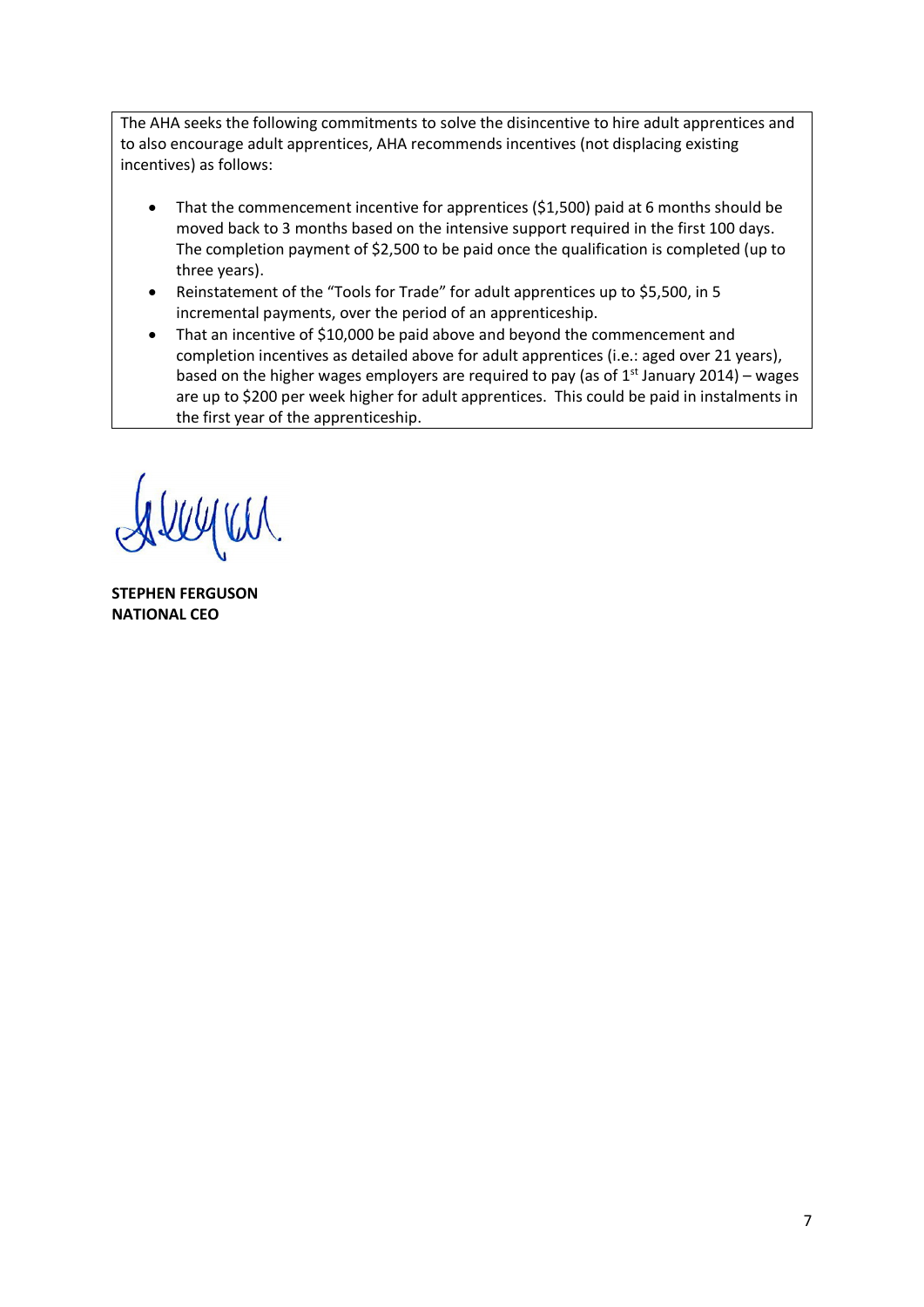The AHA seeks the following commitments to solve the disincentive to hire adult apprentices and to also encourage adult apprentices, AHA recommends incentives (not displacing existing incentives) as follows:

- That the commencement incentive for apprentices ($1,500) paid at 6 months should be moved back to 3 months based on the intensive support required in the first 100 days. The completion payment of $2,500 to be paid once the qualification is completed (up to three years).
- Reinstatement of the "Tools for Trade" for adult apprentices up to $5,500, in 5 incremental payments, over the period of an apprenticeship.
- That an incentive of $10,000 be paid above and beyond the commencement and completion incentives as detailed above for adult apprentices (i.e.: aged over 21 years), based on the higher wages employers are required to pay (as of 1st January 2014) – wages are up to $200 per week higher for adult apprentices. This could be paid in instalments in the first year of the apprenticeship.

**STEPHEN FERGUSON**
**NATIONAL CEO**